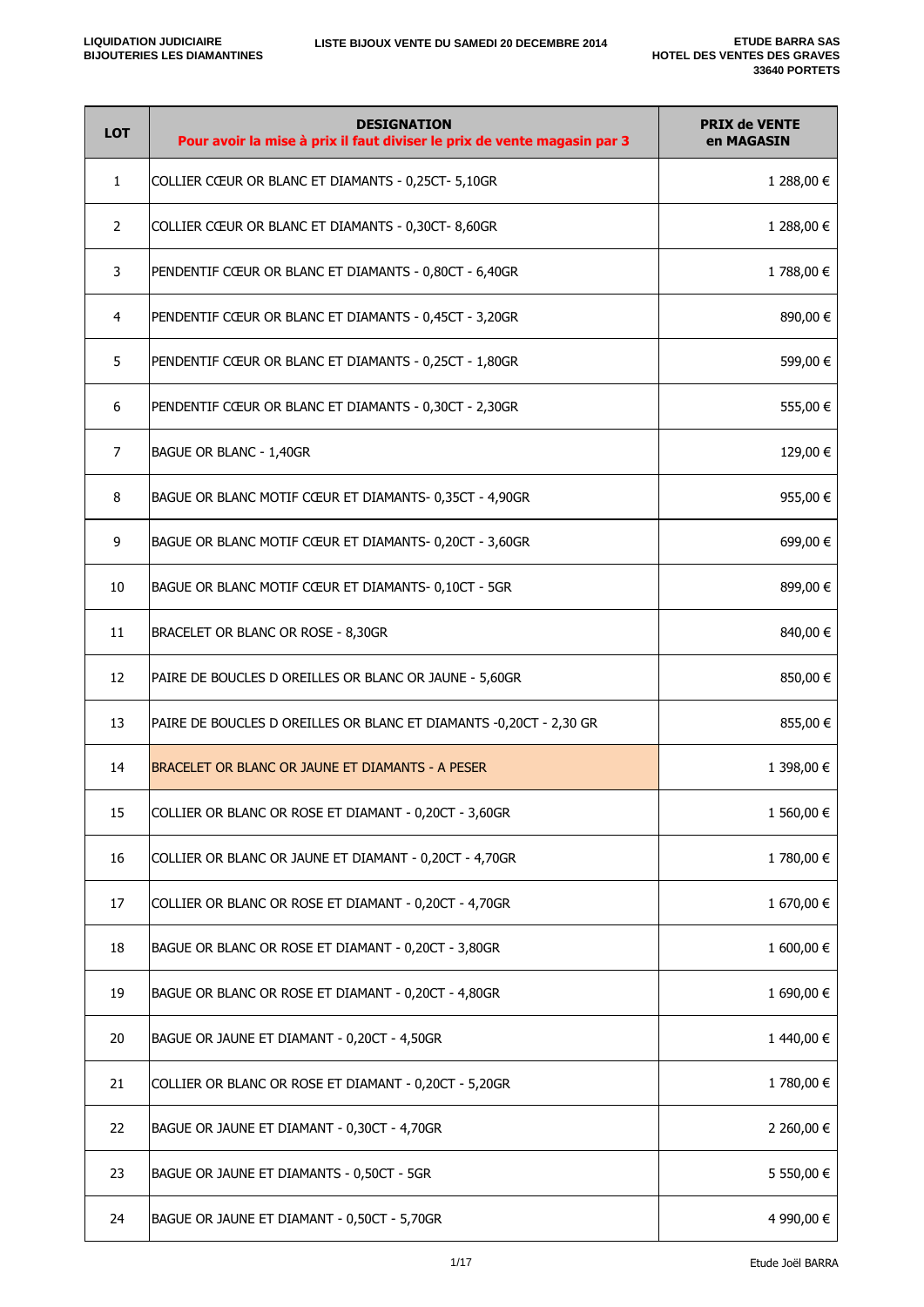**LIQUIDATION JUDICIAIRE**
**BIJOUTERIES LES DIAMANTINES**

**LISTE BIJOUX VENTE DU SAMEDI 20 DECEMBRE 2014**

**ETUDE BARRA SAS**
**HOTEL DES VENTES DES GRAVES**
**33640 PORTETS**

| LOT | DESIGNATION<br>Pour avoir la mise à prix il faut diviser le prix de vente magasin par 3 | PRIX de VENTE en MAGASIN |
|---|---|---|
| 1 | COLLIER CŒUR OR BLANC ET DIAMANTS - 0,25CT- 5,10GR | 1 288,00 € |
| 2 | COLLIER CŒUR OR BLANC ET DIAMANTS - 0,30CT- 8,60GR | 1 288,00 € |
| 3 | PENDENTIF CŒUR OR BLANC ET DIAMANTS - 0,80CT - 6,40GR | 1 788,00 € |
| 4 | PENDENTIF CŒUR OR BLANC ET DIAMANTS - 0,45CT - 3,20GR | 890,00 € |
| 5 | PENDENTIF CŒUR OR BLANC ET DIAMANTS - 0,25CT - 1,80GR | 599,00 € |
| 6 | PENDENTIF CŒUR OR BLANC ET DIAMANTS - 0,30CT - 2,30GR | 555,00 € |
| 7 | BAGUE OR BLANC - 1,40GR | 129,00 € |
| 8 | BAGUE OR BLANC MOTIF CŒUR ET DIAMANTS- 0,35CT - 4,90GR | 955,00 € |
| 9 | BAGUE OR BLANC MOTIF CŒUR ET DIAMANTS- 0,20CT - 3,60GR | 699,00 € |
| 10 | BAGUE OR BLANC MOTIF CŒUR ET DIAMANTS- 0,10CT - 5GR | 899,00 € |
| 11 | BRACELET OR BLANC OR ROSE - 8,30GR | 840,00 € |
| 12 | PAIRE DE BOUCLES D OREILLES OR BLANC OR JAUNE - 5,60GR | 850,00 € |
| 13 | PAIRE DE BOUCLES D OREILLES OR BLANC ET DIAMANTS -0,20CT - 2,30 GR | 855,00 € |
| 14 | BRACELET OR BLANC OR JAUNE ET DIAMANTS - A PESER | 1 398,00 € |
| 15 | COLLIER OR BLANC OR ROSE ET DIAMANT - 0,20CT - 3,60GR | 1 560,00 € |
| 16 | COLLIER OR BLANC OR JAUNE ET DIAMANT - 0,20CT - 4,70GR | 1 780,00 € |
| 17 | COLLIER OR BLANC OR ROSE ET DIAMANT - 0,20CT - 4,70GR | 1 670,00 € |
| 18 | BAGUE OR BLANC OR ROSE ET DIAMANT - 0,20CT - 3,80GR | 1 600,00 € |
| 19 | BAGUE OR BLANC OR ROSE ET DIAMANT - 0,20CT - 4,80GR | 1 690,00 € |
| 20 | BAGUE OR JAUNE ET DIAMANT - 0,20CT - 4,50GR | 1 440,00 € |
| 21 | COLLIER OR BLANC OR ROSE ET DIAMANT - 0,20CT - 5,20GR | 1 780,00 € |
| 22 | BAGUE OR JAUNE ET DIAMANT - 0,30CT - 4,70GR | 2 260,00 € |
| 23 | BAGUE OR JAUNE ET DIAMANTS - 0,50CT - 5GR | 5 550,00 € |
| 24 | BAGUE OR JAUNE ET DIAMANT - 0,50CT - 5,70GR | 4 990,00 € |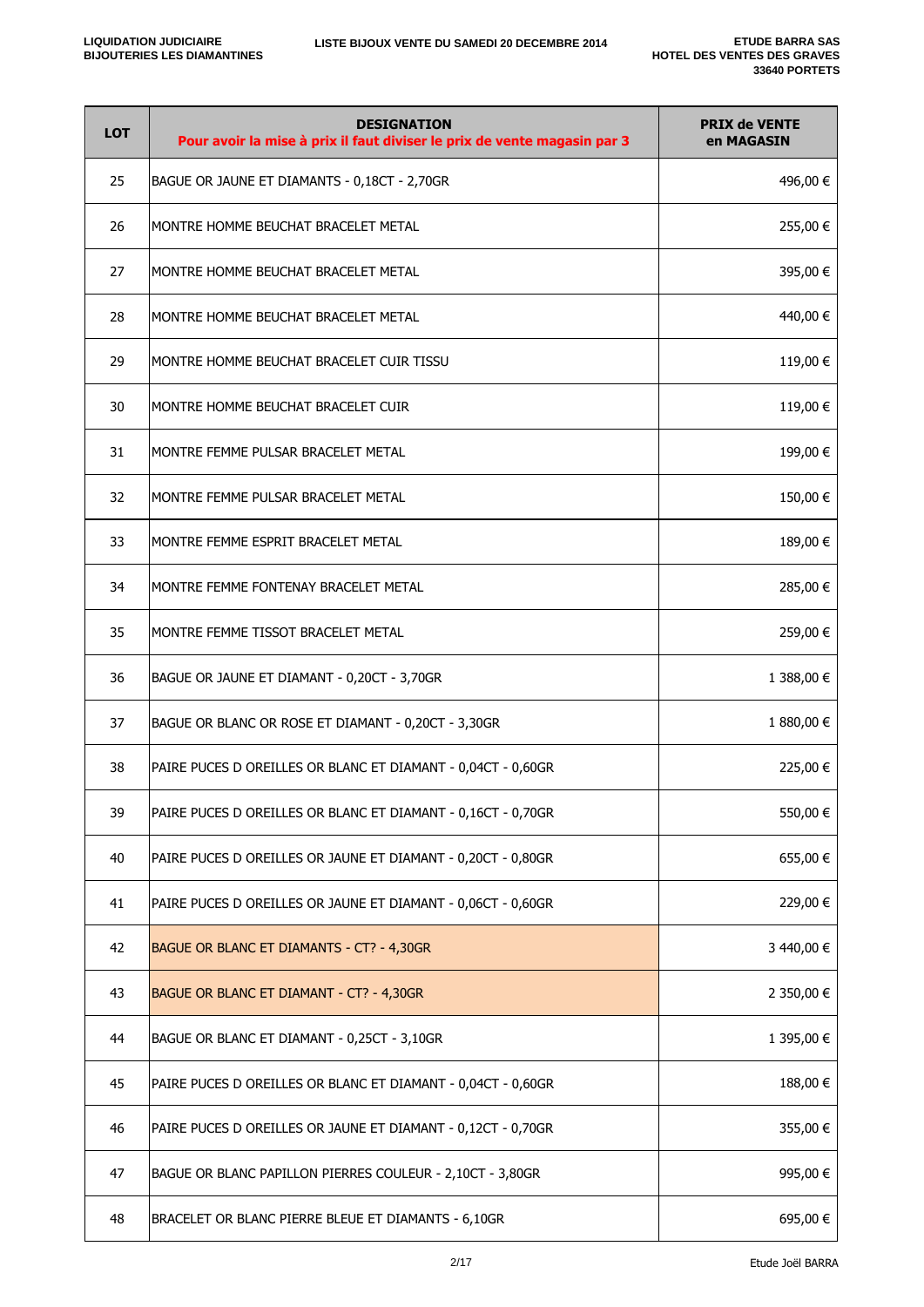| LOT | DESIGNATION<br>Pour avoir la mise à prix il faut diviser le prix de vente magasin par 3 | PRIX de VENTE en MAGASIN |
|---|---|---|
| 25 | BAGUE OR JAUNE ET DIAMANTS - 0,18CT - 2,70GR | 496,00 € |
| 26 | MONTRE HOMME BEUCHAT BRACELET METAL | 255,00 € |
| 27 | MONTRE HOMME BEUCHAT BRACELET METAL | 395,00 € |
| 28 | MONTRE HOMME BEUCHAT BRACELET METAL | 440,00 € |
| 29 | MONTRE HOMME BEUCHAT BRACELET CUIR TISSU | 119,00 € |
| 30 | MONTRE HOMME BEUCHAT BRACELET CUIR | 119,00 € |
| 31 | MONTRE FEMME PULSAR BRACELET METAL | 199,00 € |
| 32 | MONTRE FEMME PULSAR BRACELET METAL | 150,00 € |
| 33 | MONTRE FEMME ESPRIT BRACELET METAL | 189,00 € |
| 34 | MONTRE FEMME FONTENAY BRACELET METAL | 285,00 € |
| 35 | MONTRE FEMME TISSOT BRACELET METAL | 259,00 € |
| 36 | BAGUE OR JAUNE ET DIAMANT - 0,20CT - 3,70GR | 1 388,00 € |
| 37 | BAGUE OR BLANC OR ROSE ET DIAMANT - 0,20CT - 3,30GR | 1 880,00 € |
| 38 | PAIRE PUCES D OREILLES OR BLANC ET DIAMANT - 0,04CT - 0,60GR | 225,00 € |
| 39 | PAIRE PUCES D OREILLES OR BLANC ET DIAMANT - 0,16CT - 0,70GR | 550,00 € |
| 40 | PAIRE PUCES D OREILLES OR JAUNE ET DIAMANT - 0,20CT - 0,80GR | 655,00 € |
| 41 | PAIRE PUCES D OREILLES OR JAUNE ET DIAMANT - 0,06CT - 0,60GR | 229,00 € |
| 42 | BAGUE OR BLANC ET DIAMANTS - CT? - 4,30GR | 3 440,00 € |
| 43 | BAGUE OR BLANC ET DIAMANT - CT? - 4,30GR | 2 350,00 € |
| 44 | BAGUE OR BLANC ET DIAMANT - 0,25CT - 3,10GR | 1 395,00 € |
| 45 | PAIRE PUCES D OREILLES OR BLANC ET DIAMANT - 0,04CT - 0,60GR | 188,00 € |
| 46 | PAIRE PUCES D OREILLES OR JAUNE ET DIAMANT - 0,12CT - 0,70GR | 355,00 € |
| 47 | BAGUE OR BLANC PAPILLON PIERRES COULEUR - 2,10CT - 3,80GR | 995,00 € |
| 48 | BRACELET OR BLANC PIERRE BLEUE ET DIAMANTS - 6,10GR | 695,00 € |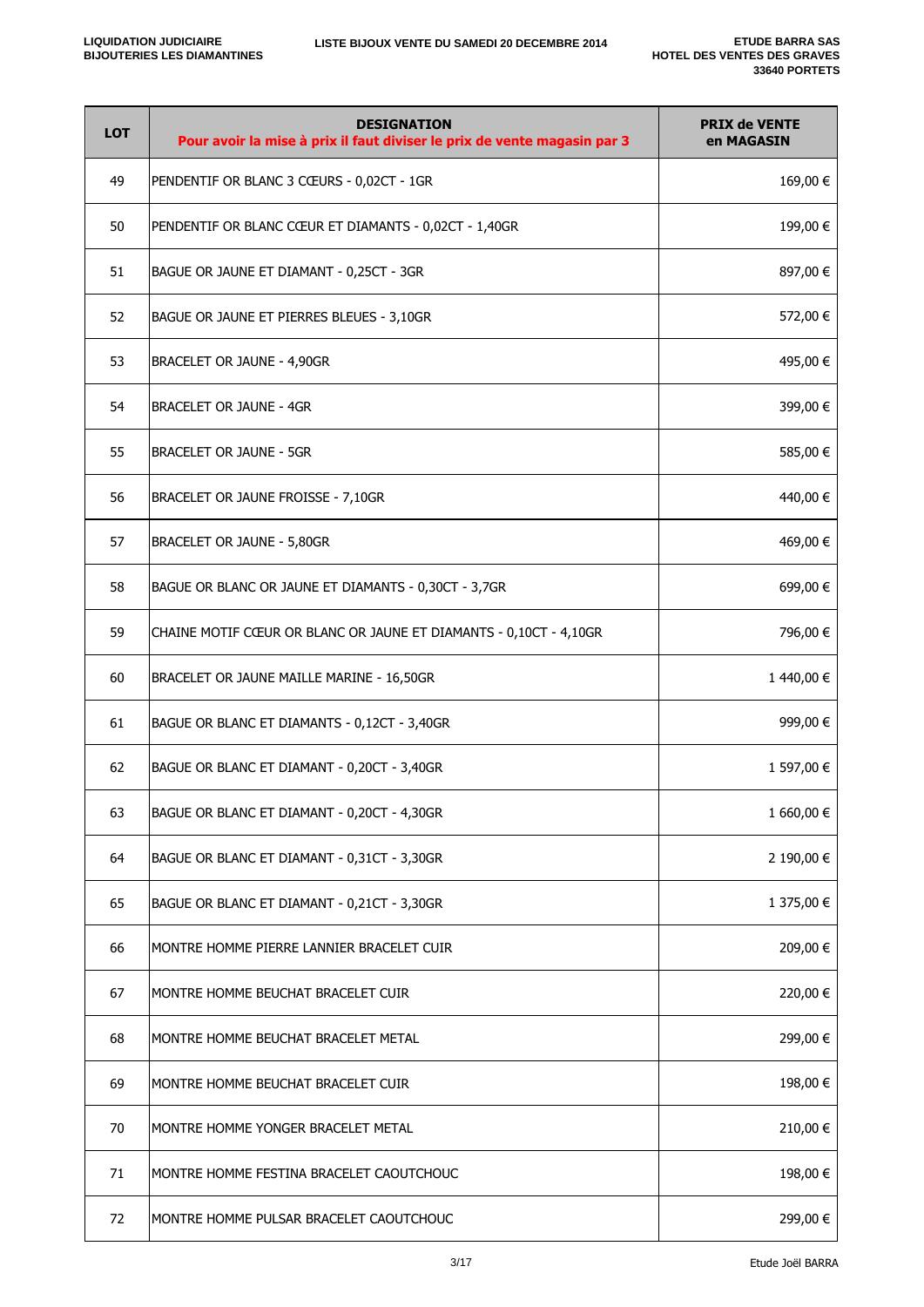**LIQUIDATION JUDICIAIRE**
**BIJOUTERIES LES DIAMANTINES**

**LISTE BIJOUX VENTE DU SAMEDI 20 DECEMBRE 2014**

**ETUDE BARRA SAS**
**HOTEL DES VENTES DES GRAVES**
**33640 PORTETS**

| LOT | DESIGNATION<br>Pour avoir la mise à prix il faut diviser le prix de vente magasin par 3 | PRIX de VENTE en MAGASIN |
|---|---|---|
| 49 | PENDENTIF OR BLANC 3 CŒURS - 0,02CT - 1GR | 169,00 € |
| 50 | PENDENTIF OR BLANC CŒUR ET DIAMANTS - 0,02CT - 1,40GR | 199,00 € |
| 51 | BAGUE OR JAUNE ET DIAMANT - 0,25CT - 3GR | 897,00 € |
| 52 | BAGUE OR JAUNE ET PIERRES BLEUES - 3,10GR | 572,00 € |
| 53 | BRACELET OR JAUNE - 4,90GR | 495,00 € |
| 54 | BRACELET OR JAUNE - 4GR | 399,00 € |
| 55 | BRACELET OR JAUNE - 5GR | 585,00 € |
| 56 | BRACELET OR JAUNE FROISSE - 7,10GR | 440,00 € |
| 57 | BRACELET OR JAUNE - 5,80GR | 469,00 € |
| 58 | BAGUE OR BLANC OR JAUNE ET DIAMANTS - 0,30CT - 3,7GR | 699,00 € |
| 59 | CHAINE MOTIF CŒUR OR BLANC OR JAUNE ET DIAMANTS - 0,10CT - 4,10GR | 796,00 € |
| 60 | BRACELET OR JAUNE MAILLE MARINE - 16,50GR | 1 440,00 € |
| 61 | BAGUE OR BLANC ET DIAMANTS - 0,12CT - 3,40GR | 999,00 € |
| 62 | BAGUE OR BLANC ET DIAMANT - 0,20CT - 3,40GR | 1 597,00 € |
| 63 | BAGUE OR BLANC ET DIAMANT - 0,20CT - 4,30GR | 1 660,00 € |
| 64 | BAGUE OR BLANC ET DIAMANT - 0,31CT - 3,30GR | 2 190,00 € |
| 65 | BAGUE OR BLANC ET DIAMANT - 0,21CT - 3,30GR | 1 375,00 € |
| 66 | MONTRE HOMME PIERRE LANNIER BRACELET CUIR | 209,00 € |
| 67 | MONTRE HOMME BEUCHAT BRACELET CUIR | 220,00 € |
| 68 | MONTRE HOMME BEUCHAT BRACELET METAL | 299,00 € |
| 69 | MONTRE HOMME BEUCHAT BRACELET CUIR | 198,00 € |
| 70 | MONTRE HOMME YONGER BRACELET METAL | 210,00 € |
| 71 | MONTRE HOMME FESTINA BRACELET CAOUTCHOUC | 198,00 € |
| 72 | MONTRE HOMME PULSAR BRACELET CAOUTCHOUC | 299,00 € |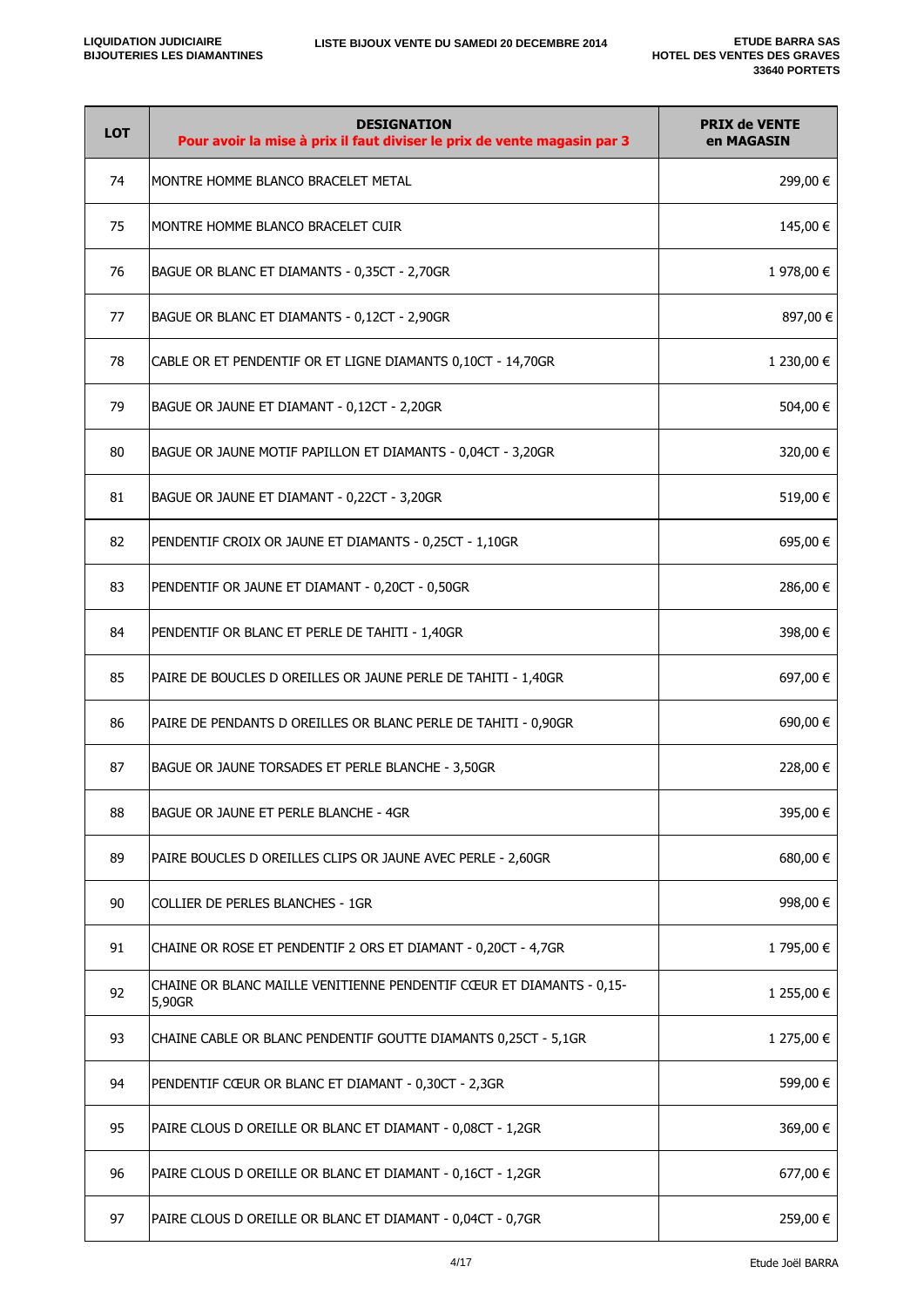LIQUIDATION JUDICIAIRE
BIJOUTERIES LES DIAMANTINES

LISTE BIJOUX VENTE DU SAMEDI 20 DECEMBRE 2014

ETUDE BARRA SAS
HOTEL DES VENTES DES GRAVES
33640 PORTETS

| LOT | DESIGNATION<br>**Pour avoir la mise à prix il faut diviser le prix de vente magasin par 3** | PRIX de VENTE en MAGASIN |
|---|---|---|
| 74 | MONTRE HOMME BLANCO BRACELET METAL | 299,00 € |
| 75 | MONTRE HOMME BLANCO BRACELET CUIR | 145,00 € |
| 76 | BAGUE OR BLANC ET DIAMANTS - 0,35CT - 2,70GR | 1 978,00 € |
| 77 | BAGUE OR BLANC ET DIAMANTS - 0,12CT - 2,90GR | 897,00 € |
| 78 | CABLE OR ET PENDENTIF OR ET LIGNE DIAMANTS 0,10CT - 14,70GR | 1 230,00 € |
| 79 | BAGUE OR JAUNE ET DIAMANT - 0,12CT - 2,20GR | 504,00 € |
| 80 | BAGUE OR JAUNE MOTIF PAPILLON ET DIAMANTS - 0,04CT - 3,20GR | 320,00 € |
| 81 | BAGUE OR JAUNE ET DIAMANT - 0,22CT - 3,20GR | 519,00 € |
| 82 | PENDENTIF CROIX OR JAUNE ET DIAMANTS - 0,25CT - 1,10GR | 695,00 € |
| 83 | PENDENTIF OR JAUNE ET DIAMANT - 0,20CT - 0,50GR | 286,00 € |
| 84 | PENDENTIF OR BLANC ET PERLE DE TAHITI - 1,40GR | 398,00 € |
| 85 | PAIRE DE BOUCLES D OREILLES OR JAUNE PERLE DE TAHITI - 1,40GR | 697,00 € |
| 86 | PAIRE DE PENDANTS D OREILLES OR BLANC PERLE DE TAHITI - 0,90GR | 690,00 € |
| 87 | BAGUE OR JAUNE TORSADES ET PERLE BLANCHE - 3,50GR | 228,00 € |
| 88 | BAGUE OR JAUNE ET PERLE BLANCHE - 4GR | 395,00 € |
| 89 | PAIRE BOUCLES D OREILLES CLIPS OR JAUNE AVEC PERLE - 2,60GR | 680,00 € |
| 90 | COLLIER DE PERLES BLANCHES - 1GR | 998,00 € |
| 91 | CHAINE OR ROSE ET PENDENTIF 2 ORS ET DIAMANT - 0,20CT - 4,7GR | 1 795,00 € |
| 92 | CHAINE OR BLANC MAILLE VENITIENNE PENDENTIF CŒUR ET DIAMANTS - 0,15- 5,90GR | 1 255,00 € |
| 93 | CHAINE CABLE OR BLANC PENDENTIF GOUTTE DIAMANTS 0,25CT - 5,1GR | 1 275,00 € |
| 94 | PENDENTIF CŒUR OR BLANC ET DIAMANT - 0,30CT - 2,3GR | 599,00 € |
| 95 | PAIRE CLOUS D OREILLE OR BLANC ET DIAMANT - 0,08CT - 1,2GR | 369,00 € |
| 96 | PAIRE CLOUS D OREILLE OR BLANC ET DIAMANT - 0,16CT - 1,2GR | 677,00 € |
| 97 | PAIRE CLOUS D OREILLE OR BLANC ET DIAMANT - 0,04CT - 0,7GR | 259,00 € |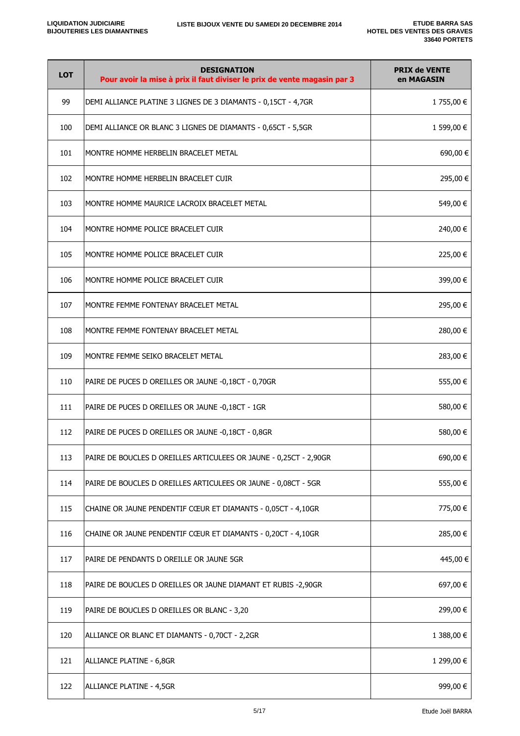| LOT | DESIGNATION<br>**Pour avoir la mise à prix il faut diviser le prix de vente magasin par 3** | PRIX de VENTE en MAGASIN |
|---|---|---|
| 99 | DEMI ALLIANCE PLATINE 3 LIGNES DE 3 DIAMANTS - 0,15CT - 4,7GR | 1 755,00 € |
| 100 | DEMI ALLIANCE OR BLANC 3 LIGNES DE DIAMANTS - 0,65CT - 5,5GR | 1 599,00 € |
| 101 | MONTRE HOMME HERBELIN BRACELET METAL | 690,00 € |
| 102 | MONTRE HOMME HERBELIN BRACELET CUIR | 295,00 € |
| 103 | MONTRE HOMME MAURICE LACROIX BRACELET METAL | 549,00 € |
| 104 | MONTRE HOMME POLICE BRACELET CUIR | 240,00 € |
| 105 | MONTRE HOMME POLICE BRACELET CUIR | 225,00 € |
| 106 | MONTRE HOMME POLICE BRACELET CUIR | 399,00 € |
| 107 | MONTRE FEMME FONTENAY BRACELET METAL | 295,00 € |
| 108 | MONTRE FEMME FONTENAY BRACELET METAL | 280,00 € |
| 109 | MONTRE FEMME SEIKO BRACELET METAL | 283,00 € |
| 110 | PAIRE DE PUCES D OREILLES OR JAUNE -0,18CT - 0,70GR | 555,00 € |
| 111 | PAIRE DE PUCES D OREILLES OR JAUNE -0,18CT - 1GR | 580,00 € |
| 112 | PAIRE DE PUCES D OREILLES OR JAUNE -0,18CT - 0,8GR | 580,00 € |
| 113 | PAIRE DE BOUCLES D OREILLES ARTICULEES OR JAUNE - 0,25CT - 2,90GR | 690,00 € |
| 114 | PAIRE DE BOUCLES D OREILLES ARTICULEES OR JAUNE - 0,08CT - 5GR | 555,00 € |
| 115 | CHAINE OR JAUNE PENDENTIF CŒUR ET DIAMANTS - 0,05CT - 4,10GR | 775,00 € |
| 116 | CHAINE OR JAUNE PENDENTIF CŒUR ET DIAMANTS - 0,20CT - 4,10GR | 285,00 € |
| 117 | PAIRE DE PENDANTS D OREILLE OR JAUNE 5GR | 445,00 € |
| 118 | PAIRE DE BOUCLES D OREILLES OR JAUNE DIAMANT ET RUBIS -2,90GR | 697,00 € |
| 119 | PAIRE DE BOUCLES D OREILLES OR BLANC - 3,20 | 299,00 € |
| 120 | ALLIANCE OR BLANC ET DIAMANTS - 0,70CT - 2,2GR | 1 388,00 € |
| 121 | ALLIANCE PLATINE - 6,8GR | 1 299,00 € |
| 122 | ALLIANCE PLATINE - 4,5GR | 999,00 € |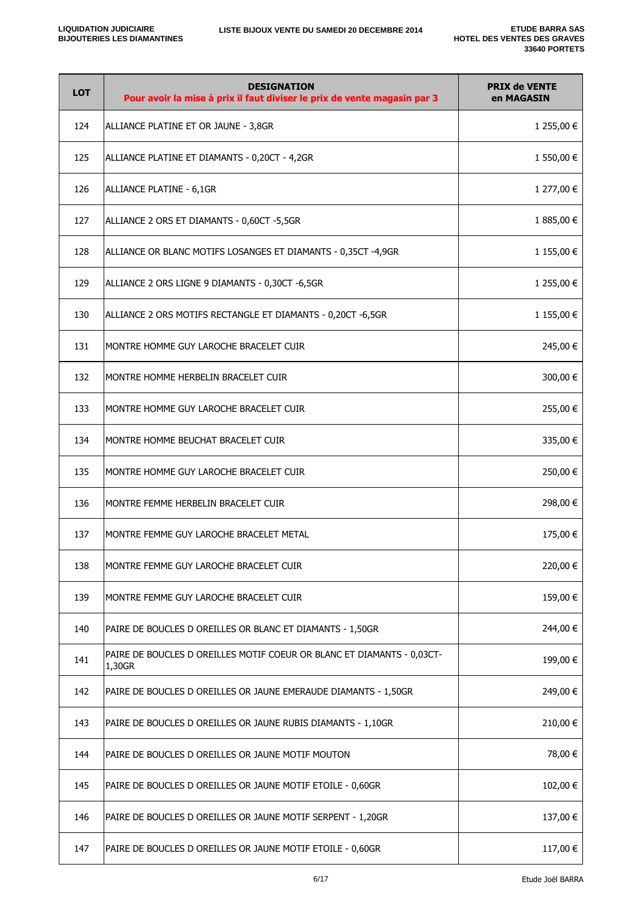LIQUIDATION JUDICIAIRE
BIJOUTERIES LES DIAMANTINES

LISTE BIJOUX VENTE DU SAMEDI 20 DECEMBRE 2014

ETUDE BARRA SAS
HOTEL DES VENTES DES GRAVES
33640 PORTETS

| LOT | DESIGNATION<br>Pour avoir la mise à prix il faut diviser le prix de vente magasin par 3 | PRIX de VENTE en MAGASIN |
|---|---|---|
| 124 | ALLIANCE PLATINE ET OR JAUNE - 3,8GR | 1 255,00 € |
| 125 | ALLIANCE PLATINE ET DIAMANTS - 0,20CT - 4,2GR | 1 550,00 € |
| 126 | ALLIANCE PLATINE - 6,1GR | 1 277,00 € |
| 127 | ALLIANCE 2 ORS ET DIAMANTS - 0,60CT -5,5GR | 1 885,00 € |
| 128 | ALLIANCE OR BLANC MOTIFS LOSANGES ET DIAMANTS - 0,35CT -4,9GR | 1 155,00 € |
| 129 | ALLIANCE 2 ORS LIGNE 9 DIAMANTS - 0,30CT -6,5GR | 1 255,00 € |
| 130 | ALLIANCE 2 ORS MOTIFS RECTANGLE ET DIAMANTS - 0,20CT -6,5GR | 1 155,00 € |
| 131 | MONTRE HOMME GUY LAROCHE BRACELET CUIR | 245,00 € |
| 132 | MONTRE HOMME HERBELIN BRACELET CUIR | 300,00 € |
| 133 | MONTRE HOMME GUY LAROCHE BRACELET CUIR | 255,00 € |
| 134 | MONTRE HOMME BEUCHAT BRACELET CUIR | 335,00 € |
| 135 | MONTRE HOMME GUY LAROCHE BRACELET CUIR | 250,00 € |
| 136 | MONTRE FEMME HERBELIN BRACELET CUIR | 298,00 € |
| 137 | MONTRE FEMME GUY LAROCHE BRACELET METAL | 175,00 € |
| 138 | MONTRE FEMME GUY LAROCHE BRACELET CUIR | 220,00 € |
| 139 | MONTRE FEMME GUY LAROCHE BRACELET CUIR | 159,00 € |
| 140 | PAIRE DE BOUCLES D OREILLES OR BLANC ET DIAMANTS - 1,50GR | 244,00 € |
| 141 | PAIRE DE BOUCLES D OREILLES MOTIF COEUR OR BLANC ET DIAMANTS - 0,03CT-1,30GR | 199,00 € |
| 142 | PAIRE DE BOUCLES D OREILLES OR JAUNE EMERAUDE DIAMANTS - 1,50GR | 249,00 € |
| 143 | PAIRE DE BOUCLES D OREILLES OR JAUNE RUBIS DIAMANTS - 1,10GR | 210,00 € |
| 144 | PAIRE DE BOUCLES D OREILLES OR JAUNE MOTIF MOUTON | 78,00 € |
| 145 | PAIRE DE BOUCLES D OREILLES OR JAUNE MOTIF ETOILE - 0,60GR | 102,00 € |
| 146 | PAIRE DE BOUCLES D OREILLES OR JAUNE MOTIF SERPENT - 1,20GR | 137,00 € |
| 147 | PAIRE DE BOUCLES D OREILLES OR JAUNE MOTIF ETOILE - 0,60GR | 117,00 € |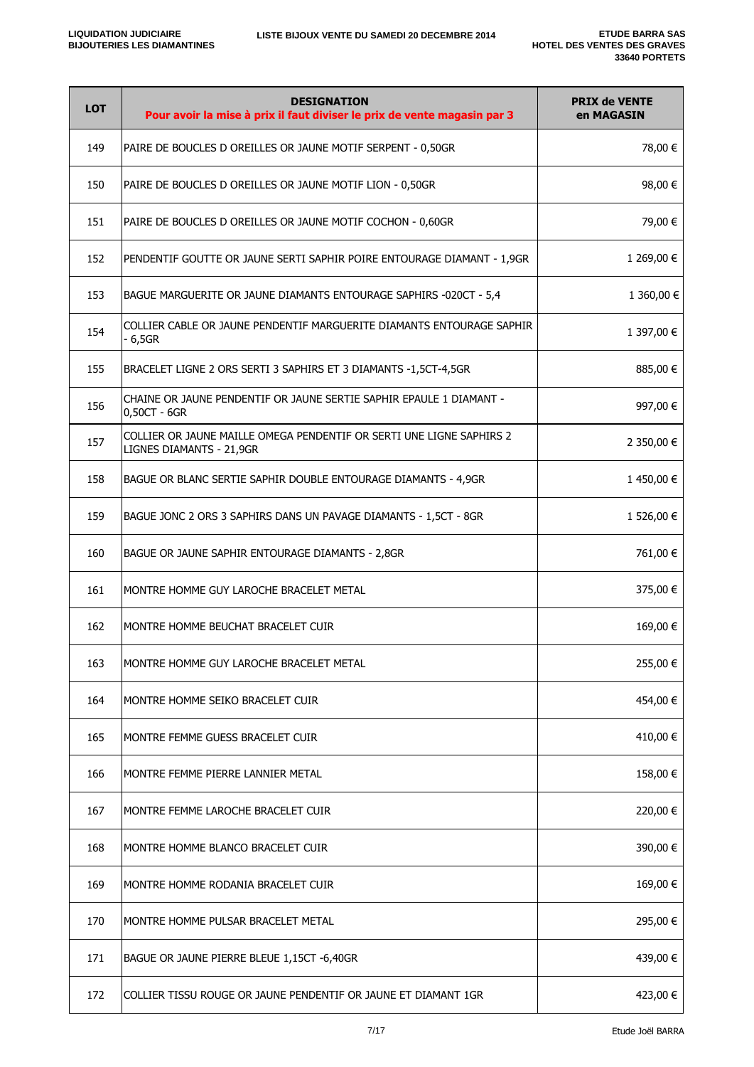LIQUIDATION JUDICIAIRE
BIJOUTERIES LES DIAMANTINES

LISTE BIJOUX VENTE DU SAMEDI 20 DECEMBRE 2014

ETUDE BARRA SAS
HOTEL DES VENTES DES GRAVES
33640 PORTETS

| LOT | DESIGNATION<br>**Pour avoir la mise à prix il faut diviser le prix de vente magasin par 3** | PRIX de VENTE en MAGASIN |
|---|---|---|
| 149 | PAIRE DE BOUCLES D OREILLES OR JAUNE MOTIF SERPENT - 0,50GR | 78,00 € |
| 150 | PAIRE DE BOUCLES D OREILLES OR JAUNE MOTIF LION - 0,50GR | 98,00 € |
| 151 | PAIRE DE BOUCLES D OREILLES OR JAUNE MOTIF COCHON - 0,60GR | 79,00 € |
| 152 | PENDENTIF GOUTTE OR JAUNE SERTI SAPHIR POIRE ENTOURAGE DIAMANT - 1,9GR | 1 269,00 € |
| 153 | BAGUE MARGUERITE OR JAUNE DIAMANTS ENTOURAGE SAPHIRS -020CT - 5,4 | 1 360,00 € |
| 154 | COLLIER CABLE OR JAUNE PENDENTIF MARGUERITE DIAMANTS ENTOURAGE SAPHIR - 6,5GR | 1 397,00 € |
| 155 | BRACELET LIGNE 2 ORS SERTI 3 SAPHIRS ET 3 DIAMANTS -1,5CT-4,5GR | 885,00 € |
| 156 | CHAINE OR JAUNE PENDENTIF OR JAUNE SERTIE SAPHIR EPAULE 1 DIAMANT - 0,50CT - 6GR | 997,00 € |
| 157 | COLLIER OR JAUNE MAILLE OMEGA PENDENTIF OR SERTI UNE LIGNE SAPHIRS 2 LIGNES DIAMANTS - 21,9GR | 2 350,00 € |
| 158 | BAGUE OR BLANC SERTIE SAPHIR DOUBLE ENTOURAGE DIAMANTS - 4,9GR | 1 450,00 € |
| 159 | BAGUE JONC 2 ORS 3 SAPHIRS DANS UN PAVAGE DIAMANTS - 1,5CT - 8GR | 1 526,00 € |
| 160 | BAGUE OR JAUNE SAPHIR ENTOURAGE DIAMANTS - 2,8GR | 761,00 € |
| 161 | MONTRE HOMME GUY LAROCHE BRACELET METAL | 375,00 € |
| 162 | MONTRE HOMME BEUCHAT BRACELET CUIR | 169,00 € |
| 163 | MONTRE HOMME GUY LAROCHE BRACELET METAL | 255,00 € |
| 164 | MONTRE HOMME SEIKO BRACELET CUIR | 454,00 € |
| 165 | MONTRE FEMME GUESS BRACELET CUIR | 410,00 € |
| 166 | MONTRE FEMME PIERRE LANNIER METAL | 158,00 € |
| 167 | MONTRE FEMME LAROCHE BRACELET CUIR | 220,00 € |
| 168 | MONTRE HOMME BLANCO BRACELET CUIR | 390,00 € |
| 169 | MONTRE HOMME RODANIA BRACELET CUIR | 169,00 € |
| 170 | MONTRE HOMME PULSAR BRACELET METAL | 295,00 € |
| 171 | BAGUE OR JAUNE PIERRE BLEUE 1,15CT -6,40GR | 439,00 € |
| 172 | COLLIER TISSU ROUGE OR JAUNE PENDENTIF OR JAUNE ET DIAMANT 1GR | 423,00 € |

Etude Joël BARRA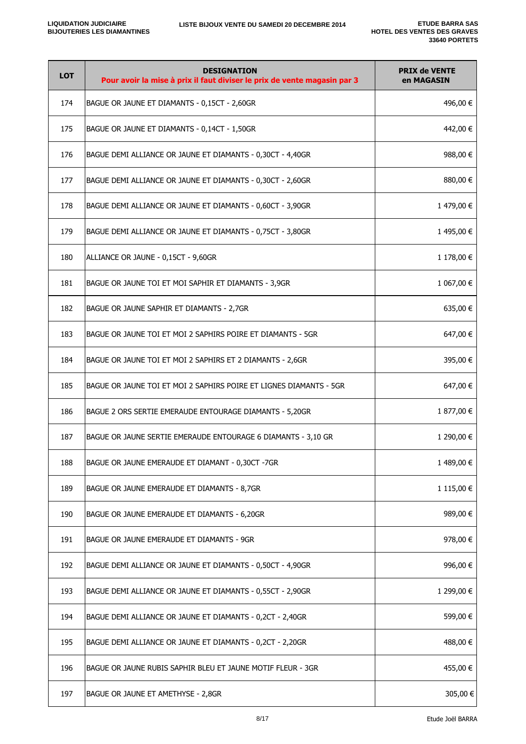| LOT | DESIGNATION<br>**Pour avoir la mise à prix il faut diviser le prix de vente magasin par 3** | PRIX de VENTE en MAGASIN |
|---|---|---|
| 174 | BAGUE OR JAUNE ET DIAMANTS - 0,15CT - 2,60GR | 496,00 € |
| 175 | BAGUE OR JAUNE ET DIAMANTS - 0,14CT - 1,50GR | 442,00 € |
| 176 | BAGUE DEMI ALLIANCE OR JAUNE ET DIAMANTS - 0,30CT - 4,40GR | 988,00 € |
| 177 | BAGUE DEMI ALLIANCE OR JAUNE ET DIAMANTS - 0,30CT - 2,60GR | 880,00 € |
| 178 | BAGUE DEMI ALLIANCE OR JAUNE ET DIAMANTS - 0,60CT - 3,90GR | 1 479,00 € |
| 179 | BAGUE DEMI ALLIANCE OR JAUNE ET DIAMANTS - 0,75CT - 3,80GR | 1 495,00 € |
| 180 | ALLIANCE OR JAUNE - 0,15CT - 9,60GR | 1 178,00 € |
| 181 | BAGUE OR JAUNE TOI ET MOI SAPHIR ET DIAMANTS - 3,9GR | 1 067,00 € |
| 182 | BAGUE OR JAUNE SAPHIR ET DIAMANTS - 2,7GR | 635,00 € |
| 183 | BAGUE OR JAUNE TOI ET MOI 2 SAPHIRS POIRE ET DIAMANTS - 5GR | 647,00 € |
| 184 | BAGUE OR JAUNE TOI ET MOI 2 SAPHIRS ET 2 DIAMANTS - 2,6GR | 395,00 € |
| 185 | BAGUE OR JAUNE TOI ET MOI 2 SAPHIRS POIRE ET LIGNES DIAMANTS - 5GR | 647,00 € |
| 186 | BAGUE 2 ORS SERTIE EMERAUDE ENTOURAGE DIAMANTS - 5,20GR | 1 877,00 € |
| 187 | BAGUE OR JAUNE SERTIE EMERAUDE ENTOURAGE 6 DIAMANTS - 3,10 GR | 1 290,00 € |
| 188 | BAGUE OR JAUNE EMERAUDE ET DIAMANT - 0,30CT -7GR | 1 489,00 € |
| 189 | BAGUE OR JAUNE EMERAUDE ET DIAMANTS - 8,7GR | 1 115,00 € |
| 190 | BAGUE OR JAUNE EMERAUDE ET DIAMANTS - 6,20GR | 989,00 € |
| 191 | BAGUE OR JAUNE EMERAUDE ET DIAMANTS - 9GR | 978,00 € |
| 192 | BAGUE DEMI ALLIANCE OR JAUNE ET DIAMANTS - 0,50CT - 4,90GR | 996,00 € |
| 193 | BAGUE DEMI ALLIANCE OR JAUNE ET DIAMANTS - 0,55CT - 2,90GR | 1 299,00 € |
| 194 | BAGUE DEMI ALLIANCE OR JAUNE ET DIAMANTS - 0,2CT - 2,40GR | 599,00 € |
| 195 | BAGUE DEMI ALLIANCE OR JAUNE ET DIAMANTS - 0,2CT - 2,20GR | 488,00 € |
| 196 | BAGUE OR JAUNE RUBIS SAPHIR BLEU ET JAUNE MOTIF FLEUR - 3GR | 455,00 € |
| 197 | BAGUE OR JAUNE ET AMETHYSE - 2,8GR | 305,00 € |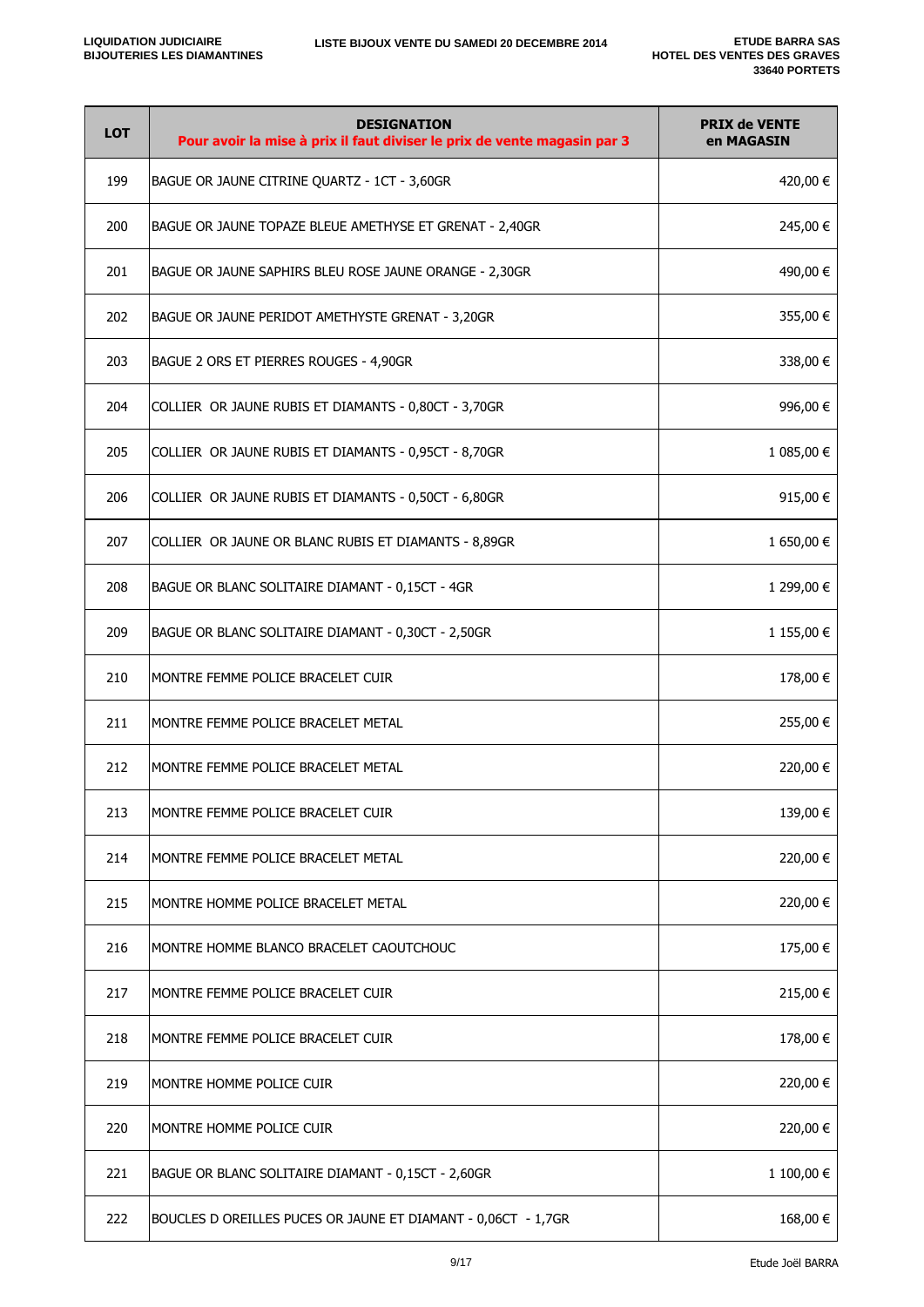LIQUIDATION JUDICIAIRE
BIJOUTERIES LES DIAMANTINES

LISTE BIJOUX VENTE DU SAMEDI 20 DECEMBRE 2014

ETUDE BARRA SAS
HOTEL DES VENTES DES GRAVES
33640 PORTETS

| LOT | DESIGNATION<br>**Pour avoir la mise à prix il faut diviser le prix de vente magasin par 3** | PRIX de VENTE en MAGASIN |
|---|---|---|
| 199 | BAGUE OR JAUNE CITRINE QUARTZ - 1CT - 3,60GR | 420,00 € |
| 200 | BAGUE OR JAUNE TOPAZE BLEUE AMETHYSE ET GRENAT - 2,40GR | 245,00 € |
| 201 | BAGUE OR JAUNE SAPHIRS BLEU ROSE JAUNE ORANGE - 2,30GR | 490,00 € |
| 202 | BAGUE OR JAUNE PERIDOT AMETHYSTE GRENAT - 3,20GR | 355,00 € |
| 203 | BAGUE 2 ORS ET PIERRES ROUGES - 4,90GR | 338,00 € |
| 204 | COLLIER OR JAUNE RUBIS ET DIAMANTS - 0,80CT - 3,70GR | 996,00 € |
| 205 | COLLIER OR JAUNE RUBIS ET DIAMANTS - 0,95CT - 8,70GR | 1 085,00 € |
| 206 | COLLIER OR JAUNE RUBIS ET DIAMANTS - 0,50CT - 6,80GR | 915,00 € |
| 207 | COLLIER OR JAUNE OR BLANC RUBIS ET DIAMANTS - 8,89GR | 1 650,00 € |
| 208 | BAGUE OR BLANC SOLITAIRE DIAMANT - 0,15CT - 4GR | 1 299,00 € |
| 209 | BAGUE OR BLANC SOLITAIRE DIAMANT - 0,30CT - 2,50GR | 1 155,00 € |
| 210 | MONTRE FEMME POLICE BRACELET CUIR | 178,00 € |
| 211 | MONTRE FEMME POLICE BRACELET METAL | 255,00 € |
| 212 | MONTRE FEMME POLICE BRACELET METAL | 220,00 € |
| 213 | MONTRE FEMME POLICE BRACELET CUIR | 139,00 € |
| 214 | MONTRE FEMME POLICE BRACELET METAL | 220,00 € |
| 215 | MONTRE HOMME POLICE BRACELET METAL | 220,00 € |
| 216 | MONTRE HOMME BLANCO BRACELET CAOUTCHOUC | 175,00 € |
| 217 | MONTRE FEMME POLICE BRACELET CUIR | 215,00 € |
| 218 | MONTRE FEMME POLICE BRACELET CUIR | 178,00 € |
| 219 | MONTRE HOMME POLICE CUIR | 220,00 € |
| 220 | MONTRE HOMME POLICE CUIR | 220,00 € |
| 221 | BAGUE OR BLANC SOLITAIRE DIAMANT - 0,15CT - 2,60GR | 1 100,00 € |
| 222 | BOUCLES D OREILLES PUCES OR JAUNE ET DIAMANT - 0,06CT - 1,7GR | 168,00 € |

Etude Joël BARRA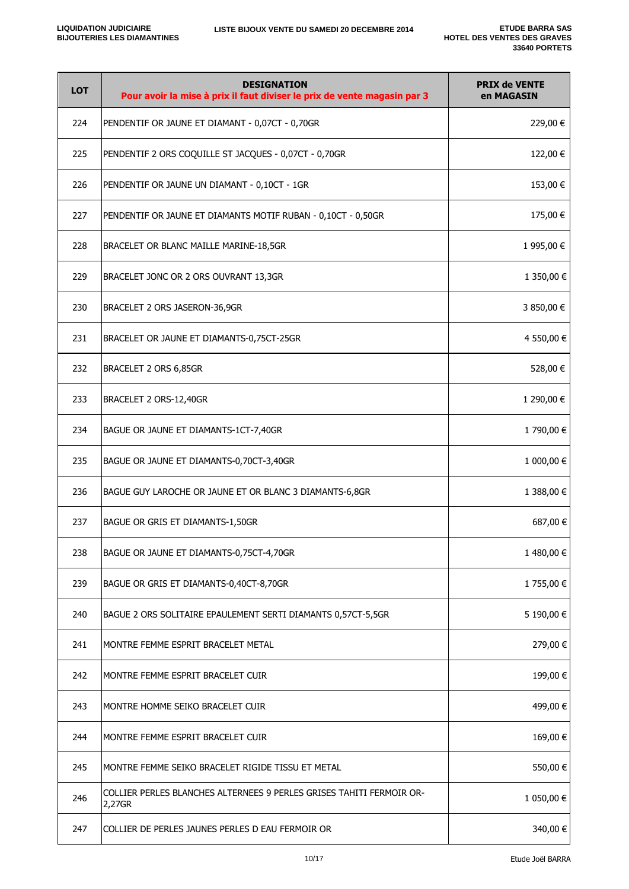LIQUIDATION JUDICIAIRE
BIJOUTERIES LES DIAMANTINES

LISTE BIJOUX VENTE DU SAMEDI 20 DECEMBRE 2014

ETUDE BARRA SAS
HOTEL DES VENTES DES GRAVES
33640 PORTETS

| LOT | DESIGNATION<br>**Pour avoir la mise à prix il faut diviser le prix de vente magasin par 3** | PRIX de VENTE en MAGASIN |
|---|---|---|
| 224 | PENDENTIF OR JAUNE ET DIAMANT - 0,07CT - 0,70GR | 229,00 € |
| 225 | PENDENTIF 2 ORS COQUILLE ST JACQUES - 0,07CT - 0,70GR | 122,00 € |
| 226 | PENDENTIF OR JAUNE UN DIAMANT - 0,10CT - 1GR | 153,00 € |
| 227 | PENDENTIF OR JAUNE ET DIAMANTS MOTIF RUBAN - 0,10CT - 0,50GR | 175,00 € |
| 228 | BRACELET OR BLANC MAILLE MARINE-18,5GR | 1 995,00 € |
| 229 | BRACELET JONC OR 2 ORS OUVRANT 13,3GR | 1 350,00 € |
| 230 | BRACELET 2 ORS JASERON-36,9GR | 3 850,00 € |
| 231 | BRACELET OR JAUNE ET DIAMANTS-0,75CT-25GR | 4 550,00 € |
| 232 | BRACELET 2 ORS 6,85GR | 528,00 € |
| 233 | BRACELET 2 ORS-12,40GR | 1 290,00 € |
| 234 | BAGUE OR JAUNE ET DIAMANTS-1CT-7,40GR | 1 790,00 € |
| 235 | BAGUE OR JAUNE ET DIAMANTS-0,70CT-3,40GR | 1 000,00 € |
| 236 | BAGUE GUY LAROCHE OR JAUNE ET OR BLANC 3 DIAMANTS-6,8GR | 1 388,00 € |
| 237 | BAGUE OR GRIS ET DIAMANTS-1,50GR | 687,00 € |
| 238 | BAGUE OR JAUNE ET DIAMANTS-0,75CT-4,70GR | 1 480,00 € |
| 239 | BAGUE OR GRIS ET DIAMANTS-0,40CT-8,70GR | 1 755,00 € |
| 240 | BAGUE 2 ORS SOLITAIRE EPAULEMENT SERTI DIAMANTS 0,57CT-5,5GR | 5 190,00 € |
| 241 | MONTRE FEMME ESPRIT BRACELET METAL | 279,00 € |
| 242 | MONTRE FEMME ESPRIT BRACELET CUIR | 199,00 € |
| 243 | MONTRE HOMME SEIKO BRACELET CUIR | 499,00 € |
| 244 | MONTRE FEMME ESPRIT BRACELET CUIR | 169,00 € |
| 245 | MONTRE FEMME SEIKO BRACELET RIGIDE TISSU ET METAL | 550,00 € |
| 246 | COLLIER PERLES BLANCHES ALTERNEES 9 PERLES GRISES TAHITI FERMOIR OR-2,27GR | 1 050,00 € |
| 247 | COLLIER DE PERLES JAUNES PERLES D EAU FERMOIR OR | 340,00 € |

Etude Joël BARRA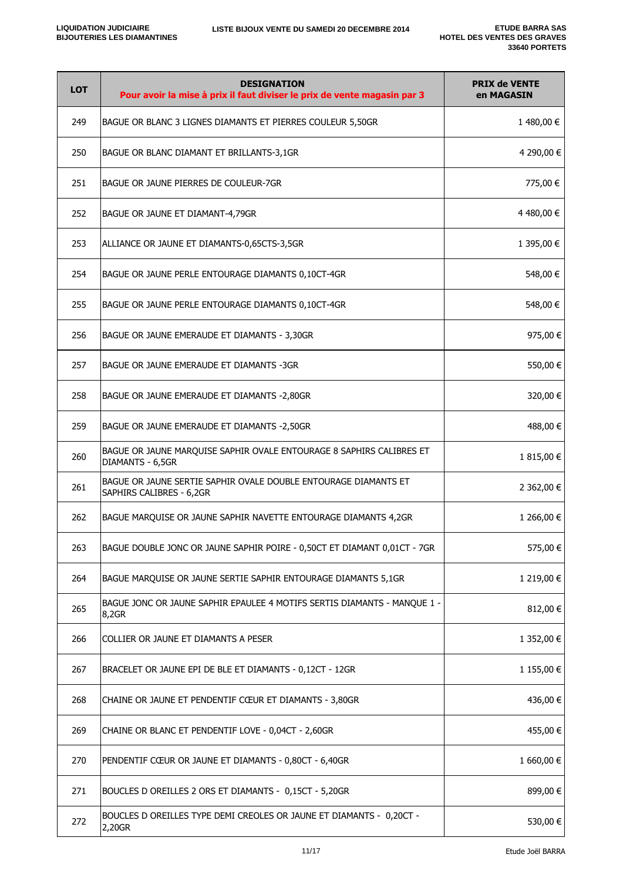| LOT | DESIGNATION<br>**Pour avoir la mise à prix il faut diviser le prix de vente magasin par 3** | PRIX de VENTE en MAGASIN |
|---|---|---|
| 249 | BAGUE OR BLANC 3 LIGNES DIAMANTS ET PIERRES COULEUR 5,50GR | 1 480,00 € |
| 250 | BAGUE OR BLANC DIAMANT ET BRILLANTS-3,1GR | 4 290,00 € |
| 251 | BAGUE OR JAUNE PIERRES DE COULEUR-7GR | 775,00 € |
| 252 | BAGUE OR JAUNE ET DIAMANT-4,79GR | 4 480,00 € |
| 253 | ALLIANCE OR JAUNE ET DIAMANTS-0,65CTS-3,5GR | 1 395,00 € |
| 254 | BAGUE OR JAUNE PERLE ENTOURAGE DIAMANTS 0,10CT-4GR | 548,00 € |
| 255 | BAGUE OR JAUNE PERLE ENTOURAGE DIAMANTS 0,10CT-4GR | 548,00 € |
| 256 | BAGUE OR JAUNE EMERAUDE ET DIAMANTS - 3,30GR | 975,00 € |
| 257 | BAGUE OR JAUNE EMERAUDE ET DIAMANTS -3GR | 550,00 € |
| 258 | BAGUE OR JAUNE EMERAUDE ET DIAMANTS -2,80GR | 320,00 € |
| 259 | BAGUE OR JAUNE EMERAUDE ET DIAMANTS -2,50GR | 488,00 € |
| 260 | BAGUE OR JAUNE MARQUISE SAPHIR OVALE ENTOURAGE 8 SAPHIRS CALIBRES ET DIAMANTS - 6,5GR | 1 815,00 € |
| 261 | BAGUE OR JAUNE SERTIE SAPHIR OVALE DOUBLE ENTOURAGE DIAMANTS ET SAPHIRS CALIBRES - 6,2GR | 2 362,00 € |
| 262 | BAGUE MARQUISE OR JAUNE SAPHIR NAVETTE ENTOURAGE DIAMANTS 4,2GR | 1 266,00 € |
| 263 | BAGUE DOUBLE JONC OR JAUNE SAPHIR POIRE - 0,50CT ET DIAMANT 0,01CT - 7GR | 575,00 € |
| 264 | BAGUE MARQUISE OR JAUNE SERTIE SAPHIR ENTOURAGE DIAMANTS 5,1GR | 1 219,00 € |
| 265 | BAGUE JONC OR JAUNE SAPHIR EPAULEE 4 MOTIFS SERTIS DIAMANTS - MANQUE 1 - 8,2GR | 812,00 € |
| 266 | COLLIER OR JAUNE ET DIAMANTS A PESER | 1 352,00 € |
| 267 | BRACELET OR JAUNE EPI DE BLE ET DIAMANTS - 0,12CT - 12GR | 1 155,00 € |
| 268 | CHAINE OR JAUNE ET PENDENTIF CŒUR ET DIAMANTS - 3,80GR | 436,00 € |
| 269 | CHAINE OR BLANC ET PENDENTIF LOVE - 0,04CT - 2,60GR | 455,00 € |
| 270 | PENDENTIF CŒUR OR JAUNE ET DIAMANTS - 0,80CT - 6,40GR | 1 660,00 € |
| 271 | BOUCLES D OREILLES 2 ORS ET DIAMANTS - 0,15CT - 5,20GR | 899,00 € |
| 272 | BOUCLES D OREILLES TYPE DEMI CREOLES OR JAUNE ET DIAMANTS - 0,20CT - 2,20GR | 530,00 € |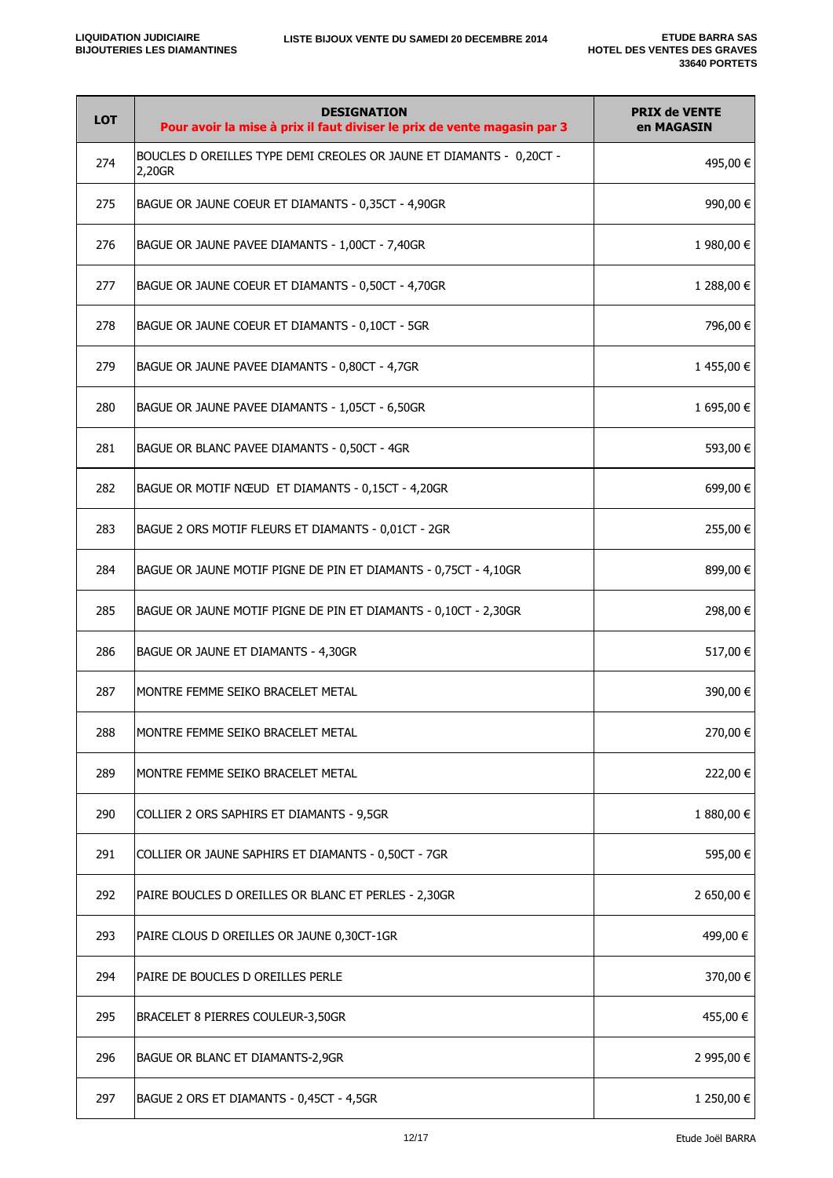LIQUIDATION JUDICIAIRE
BIJOUTERIES LES DIAMANTINES

LISTE BIJOUX VENTE DU SAMEDI 20 DECEMBRE 2014

ETUDE BARRA SAS
HOTEL DES VENTES DES GRAVES
33640 PORTETS

| LOT | DESIGNATION<br>**Pour avoir la mise à prix il faut diviser le prix de vente magasin par 3** | PRIX de VENTE en MAGASIN |
|---|---|---|
| 274 | BOUCLES D OREILLES TYPE DEMI CREOLES OR JAUNE ET DIAMANTS - 0,20CT - 2,20GR | 495,00 € |
| 275 | BAGUE OR JAUNE COEUR ET DIAMANTS - 0,35CT - 4,90GR | 990,00 € |
| 276 | BAGUE OR JAUNE PAVEE DIAMANTS - 1,00CT - 7,40GR | 1 980,00 € |
| 277 | BAGUE OR JAUNE COEUR ET DIAMANTS - 0,50CT - 4,70GR | 1 288,00 € |
| 278 | BAGUE OR JAUNE COEUR ET DIAMANTS - 0,10CT - 5GR | 796,00 € |
| 279 | BAGUE OR JAUNE PAVEE DIAMANTS - 0,80CT - 4,7GR | 1 455,00 € |
| 280 | BAGUE OR JAUNE PAVEE DIAMANTS - 1,05CT - 6,50GR | 1 695,00 € |
| 281 | BAGUE OR BLANC PAVEE DIAMANTS - 0,50CT - 4GR | 593,00 € |
| 282 | BAGUE OR MOTIF NŒUD ET DIAMANTS - 0,15CT - 4,20GR | 699,00 € |
| 283 | BAGUE 2 ORS MOTIF FLEURS ET DIAMANTS - 0,01CT - 2GR | 255,00 € |
| 284 | BAGUE OR JAUNE MOTIF PIGNE DE PIN ET DIAMANTS - 0,75CT - 4,10GR | 899,00 € |
| 285 | BAGUE OR JAUNE MOTIF PIGNE DE PIN ET DIAMANTS - 0,10CT - 2,30GR | 298,00 € |
| 286 | BAGUE OR JAUNE ET DIAMANTS - 4,30GR | 517,00 € |
| 287 | MONTRE FEMME SEIKO BRACELET METAL | 390,00 € |
| 288 | MONTRE FEMME SEIKO BRACELET METAL | 270,00 € |
| 289 | MONTRE FEMME SEIKO BRACELET METAL | 222,00 € |
| 290 | COLLIER 2 ORS SAPHIRS ET DIAMANTS - 9,5GR | 1 880,00 € |
| 291 | COLLIER OR JAUNE SAPHIRS ET DIAMANTS - 0,50CT - 7GR | 595,00 € |
| 292 | PAIRE BOUCLES D OREILLES OR BLANC ET PERLES - 2,30GR | 2 650,00 € |
| 293 | PAIRE CLOUS D OREILLES OR JAUNE 0,30CT-1GR | 499,00 € |
| 294 | PAIRE DE BOUCLES D OREILLES PERLE | 370,00 € |
| 295 | BRACELET 8 PIERRES COULEUR-3,50GR | 455,00 € |
| 296 | BAGUE OR BLANC ET DIAMANTS-2,9GR | 2 995,00 € |
| 297 | BAGUE 2 ORS ET DIAMANTS - 0,45CT - 4,5GR | 1 250,00 € |

Etude Joël BARRA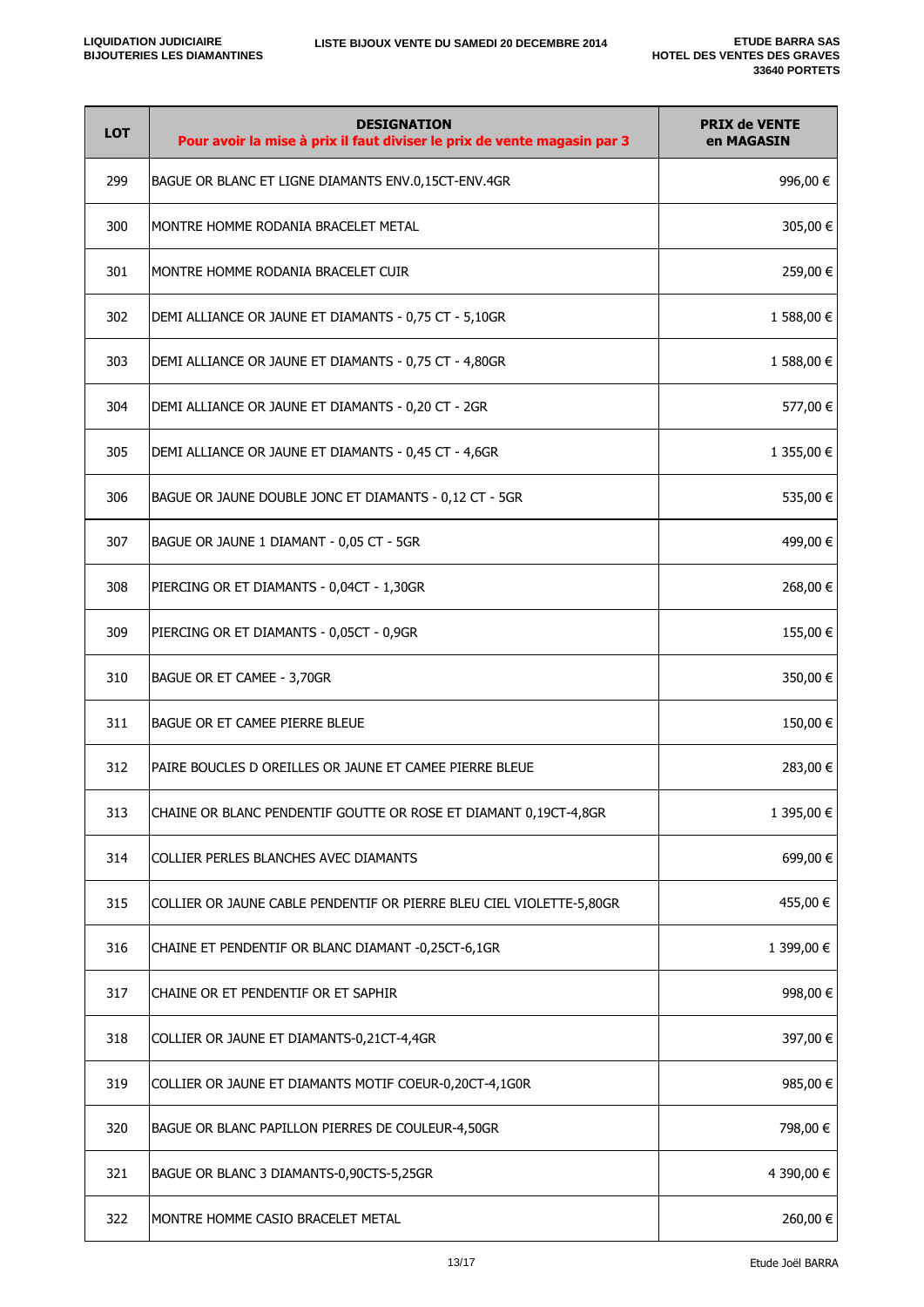LIQUIDATION JUDICIAIRE
BIJOUTERIES LES DIAMANTINES

LISTE BIJOUX VENTE DU SAMEDI 20 DECEMBRE 2014

ETUDE BARRA SAS
HOTEL DES VENTES DES GRAVES
33640 PORTETS

| LOT | DESIGNATION<br>Pour avoir la mise à prix il faut diviser le prix de vente magasin par 3 | PRIX de VENTE en MAGASIN |
|---|---|---|
| 299 | BAGUE OR BLANC ET LIGNE DIAMANTS ENV.0,15CT-ENV.4GR | 996,00 € |
| 300 | MONTRE HOMME RODANIA BRACELET METAL | 305,00 € |
| 301 | MONTRE HOMME RODANIA BRACELET CUIR | 259,00 € |
| 302 | DEMI ALLIANCE OR JAUNE ET DIAMANTS - 0,75 CT - 5,10GR | 1 588,00 € |
| 303 | DEMI ALLIANCE OR JAUNE ET DIAMANTS - 0,75 CT - 4,80GR | 1 588,00 € |
| 304 | DEMI ALLIANCE OR JAUNE ET DIAMANTS - 0,20 CT - 2GR | 577,00 € |
| 305 | DEMI ALLIANCE OR JAUNE ET DIAMANTS - 0,45 CT - 4,6GR | 1 355,00 € |
| 306 | BAGUE OR JAUNE DOUBLE JONC ET DIAMANTS - 0,12 CT - 5GR | 535,00 € |
| 307 | BAGUE OR JAUNE 1 DIAMANT - 0,05 CT - 5GR | 499,00 € |
| 308 | PIERCING OR ET DIAMANTS - 0,04CT - 1,30GR | 268,00 € |
| 309 | PIERCING OR ET DIAMANTS - 0,05CT - 0,9GR | 155,00 € |
| 310 | BAGUE OR ET CAMEE - 3,70GR | 350,00 € |
| 311 | BAGUE OR ET CAMEE PIERRE BLEUE | 150,00 € |
| 312 | PAIRE BOUCLES D OREILLES OR JAUNE ET CAMEE PIERRE BLEUE | 283,00 € |
| 313 | CHAINE OR BLANC PENDENTIF GOUTTE OR ROSE ET DIAMANT 0,19CT-4,8GR | 1 395,00 € |
| 314 | COLLIER PERLES BLANCHES AVEC DIAMANTS | 699,00 € |
| 315 | COLLIER OR JAUNE CABLE PENDENTIF OR PIERRE BLEU CIEL VIOLETTE-5,80GR | 455,00 € |
| 316 | CHAINE ET PENDENTIF OR BLANC DIAMANT -0,25CT-6,1GR | 1 399,00 € |
| 317 | CHAINE OR ET PENDENTIF OR ET SAPHIR | 998,00 € |
| 318 | COLLIER OR JAUNE ET DIAMANTS-0,21CT-4,4GR | 397,00 € |
| 319 | COLLIER OR JAUNE ET DIAMANTS MOTIF COEUR-0,20CT-4,1G0R | 985,00 € |
| 320 | BAGUE OR BLANC PAPILLON PIERRES DE COULEUR-4,50GR | 798,00 € |
| 321 | BAGUE OR BLANC 3 DIAMANTS-0,90CTS-5,25GR | 4 390,00 € |
| 322 | MONTRE HOMME CASIO BRACELET METAL | 260,00 € |

Etude Joël BARRA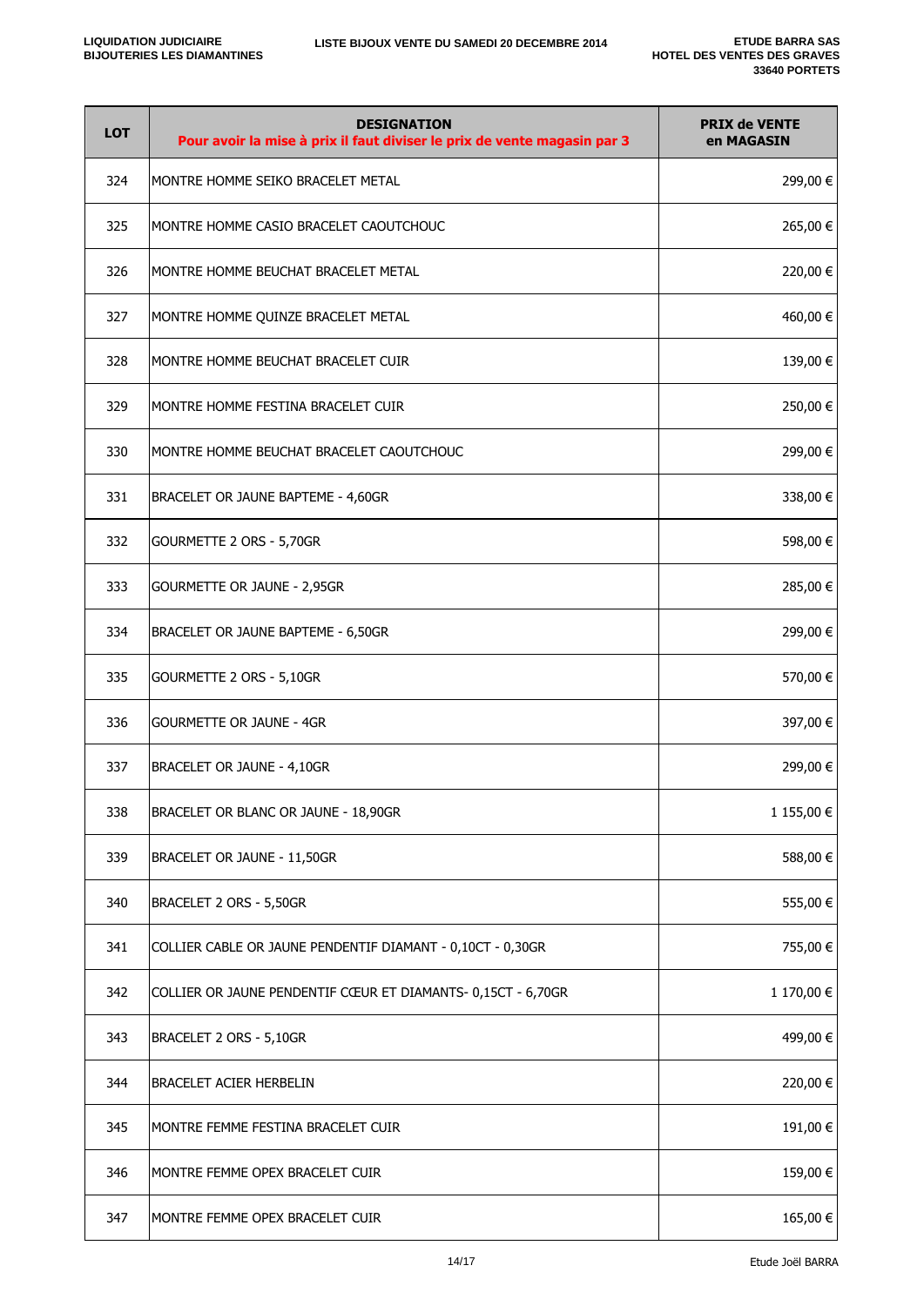LIQUIDATION JUDICIAIRE
BIJOUTERIES LES DIAMANTINES

LISTE BIJOUX VENTE DU SAMEDI 20 DECEMBRE 2014

ETUDE BARRA SAS
HOTEL DES VENTES DES GRAVES
33640 PORTETS

| LOT | DESIGNATION<br>**Pour avoir la mise à prix il faut diviser le prix de vente magasin par 3** | PRIX de VENTE en MAGASIN |
|---|---|---|
| 324 | MONTRE HOMME SEIKO BRACELET METAL | 299,00 € |
| 325 | MONTRE HOMME CASIO BRACELET CAOUTCHOUC | 265,00 € |
| 326 | MONTRE HOMME BEUCHAT BRACELET METAL | 220,00 € |
| 327 | MONTRE HOMME QUINZE BRACELET METAL | 460,00 € |
| 328 | MONTRE HOMME BEUCHAT BRACELET CUIR | 139,00 € |
| 329 | MONTRE HOMME FESTINA BRACELET CUIR | 250,00 € |
| 330 | MONTRE HOMME BEUCHAT BRACELET CAOUTCHOUC | 299,00 € |
| 331 | BRACELET OR JAUNE BAPTEME - 4,60GR | 338,00 € |
| 332 | GOURMETTE 2 ORS - 5,70GR | 598,00 € |
| 333 | GOURMETTE OR JAUNE - 2,95GR | 285,00 € |
| 334 | BRACELET OR JAUNE BAPTEME - 6,50GR | 299,00 € |
| 335 | GOURMETTE 2 ORS - 5,10GR | 570,00 € |
| 336 | GOURMETTE OR JAUNE - 4GR | 397,00 € |
| 337 | BRACELET OR JAUNE - 4,10GR | 299,00 € |
| 338 | BRACELET OR BLANC OR JAUNE - 18,90GR | 1 155,00 € |
| 339 | BRACELET OR JAUNE - 11,50GR | 588,00 € |
| 340 | BRACELET 2 ORS - 5,50GR | 555,00 € |
| 341 | COLLIER CABLE OR JAUNE PENDENTIF DIAMANT - 0,10CT - 0,30GR | 755,00 € |
| 342 | COLLIER OR JAUNE PENDENTIF CŒUR ET DIAMANTS- 0,15CT - 6,70GR | 1 170,00 € |
| 343 | BRACELET 2 ORS - 5,10GR | 499,00 € |
| 344 | BRACELET ACIER HERBELIN | 220,00 € |
| 345 | MONTRE FEMME FESTINA BRACELET CUIR | 191,00 € |
| 346 | MONTRE FEMME OPEX BRACELET CUIR | 159,00 € |
| 347 | MONTRE FEMME OPEX BRACELET CUIR | 165,00 € |

Etude Joël BARRA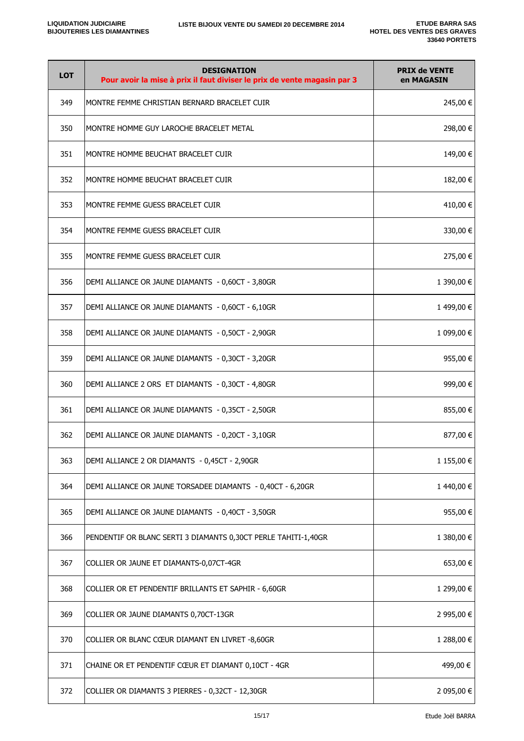| LOT | DESIGNATION<br>**Pour avoir la mise à prix il faut diviser le prix de vente magasin par 3** | PRIX de VENTE en MAGASIN |
|---|---|---|
| 349 | MONTRE FEMME CHRISTIAN BERNARD BRACELET CUIR | 245,00 € |
| 350 | MONTRE HOMME GUY LAROCHE BRACELET METAL | 298,00 € |
| 351 | MONTRE HOMME BEUCHAT BRACELET CUIR | 149,00 € |
| 352 | MONTRE HOMME BEUCHAT BRACELET CUIR | 182,00 € |
| 353 | MONTRE FEMME GUESS BRACELET CUIR | 410,00 € |
| 354 | MONTRE FEMME GUESS BRACELET CUIR | 330,00 € |
| 355 | MONTRE FEMME GUESS BRACELET CUIR | 275,00 € |
| 356 | DEMI ALLIANCE OR JAUNE DIAMANTS - 0,60CT - 3,80GR | 1 390,00 € |
| 357 | DEMI ALLIANCE OR JAUNE DIAMANTS - 0,60CT - 6,10GR | 1 499,00 € |
| 358 | DEMI ALLIANCE OR JAUNE DIAMANTS - 0,50CT - 2,90GR | 1 099,00 € |
| 359 | DEMI ALLIANCE OR JAUNE DIAMANTS - 0,30CT - 3,20GR | 955,00 € |
| 360 | DEMI ALLIANCE 2 ORS ET DIAMANTS - 0,30CT - 4,80GR | 999,00 € |
| 361 | DEMI ALLIANCE OR JAUNE DIAMANTS - 0,35CT - 2,50GR | 855,00 € |
| 362 | DEMI ALLIANCE OR JAUNE DIAMANTS - 0,20CT - 3,10GR | 877,00 € |
| 363 | DEMI ALLIANCE 2 OR DIAMANTS - 0,45CT - 2,90GR | 1 155,00 € |
| 364 | DEMI ALLIANCE OR JAUNE TORSADEE DIAMANTS - 0,40CT - 6,20GR | 1 440,00 € |
| 365 | DEMI ALLIANCE OR JAUNE DIAMANTS - 0,40CT - 3,50GR | 955,00 € |
| 366 | PENDENTIF OR BLANC SERTI 3 DIAMANTS 0,30CT PERLE TAHITI-1,40GR | 1 380,00 € |
| 367 | COLLIER OR JAUNE ET DIAMANTS-0,07CT-4GR | 653,00 € |
| 368 | COLLIER OR ET PENDENTIF BRILLANTS ET SAPHIR - 6,60GR | 1 299,00 € |
| 369 | COLLIER OR JAUNE DIAMANTS 0,70CT-13GR | 2 995,00 € |
| 370 | COLLIER OR BLANC CŒUR DIAMANT EN LIVRET -8,60GR | 1 288,00 € |
| 371 | CHAINE OR ET PENDENTIF CŒUR ET DIAMANT 0,10CT - 4GR | 499,00 € |
| 372 | COLLIER OR DIAMANTS 3 PIERRES - 0,32CT - 12,30GR | 2 095,00 € |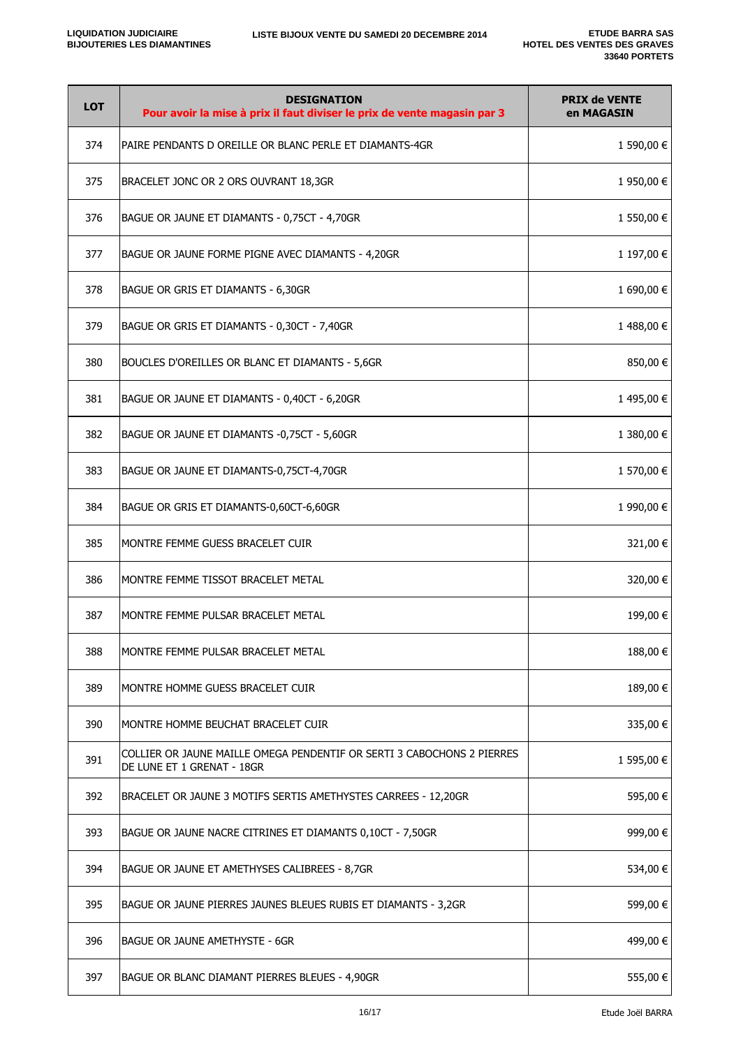| LOT | DESIGNATION<br>**Pour avoir la mise à prix il faut diviser le prix de vente magasin par 3** | PRIX de VENTE en MAGASIN |
|---|---|---|
| 374 | PAIRE PENDANTS D OREILLE OR BLANC PERLE ET DIAMANTS-4GR | 1 590,00 € |
| 375 | BRACELET JONC OR 2 ORS OUVRANT 18,3GR | 1 950,00 € |
| 376 | BAGUE OR JAUNE ET DIAMANTS - 0,75CT - 4,70GR | 1 550,00 € |
| 377 | BAGUE OR JAUNE FORME PIGNE AVEC DIAMANTS - 4,20GR | 1 197,00 € |
| 378 | BAGUE OR GRIS ET DIAMANTS - 6,30GR | 1 690,00 € |
| 379 | BAGUE OR GRIS ET DIAMANTS - 0,30CT - 7,40GR | 1 488,00 € |
| 380 | BOUCLES D'OREILLES OR BLANC ET DIAMANTS - 5,6GR | 850,00 € |
| 381 | BAGUE OR JAUNE ET DIAMANTS - 0,40CT - 6,20GR | 1 495,00 € |
| 382 | BAGUE OR JAUNE ET DIAMANTS -0,75CT - 5,60GR | 1 380,00 € |
| 383 | BAGUE OR JAUNE ET DIAMANTS-0,75CT-4,70GR | 1 570,00 € |
| 384 | BAGUE OR GRIS ET DIAMANTS-0,60CT-6,60GR | 1 990,00 € |
| 385 | MONTRE FEMME GUESS BRACELET CUIR | 321,00 € |
| 386 | MONTRE FEMME TISSOT BRACELET METAL | 320,00 € |
| 387 | MONTRE FEMME PULSAR BRACELET METAL | 199,00 € |
| 388 | MONTRE FEMME PULSAR BRACELET METAL | 188,00 € |
| 389 | MONTRE HOMME GUESS BRACELET CUIR | 189,00 € |
| 390 | MONTRE HOMME BEUCHAT BRACELET CUIR | 335,00 € |
| 391 | COLLIER OR JAUNE MAILLE OMEGA PENDENTIF OR SERTI 3 CABOCHONS 2 PIERRES DE LUNE ET 1 GRENAT - 18GR | 1 595,00 € |
| 392 | BRACELET OR JAUNE 3 MOTIFS SERTIS AMETHYSTES CARREES - 12,20GR | 595,00 € |
| 393 | BAGUE OR JAUNE NACRE CITRINES ET DIAMANTS 0,10CT - 7,50GR | 999,00 € |
| 394 | BAGUE OR JAUNE ET AMETHYSES CALIBREES - 8,7GR | 534,00 € |
| 395 | BAGUE OR JAUNE PIERRES JAUNES BLEUES RUBIS ET DIAMANTS - 3,2GR | 599,00 € |
| 396 | BAGUE OR JAUNE AMETHYSTE - 6GR | 499,00 € |
| 397 | BAGUE OR BLANC DIAMANT PIERRES BLEUES - 4,90GR | 555,00 € |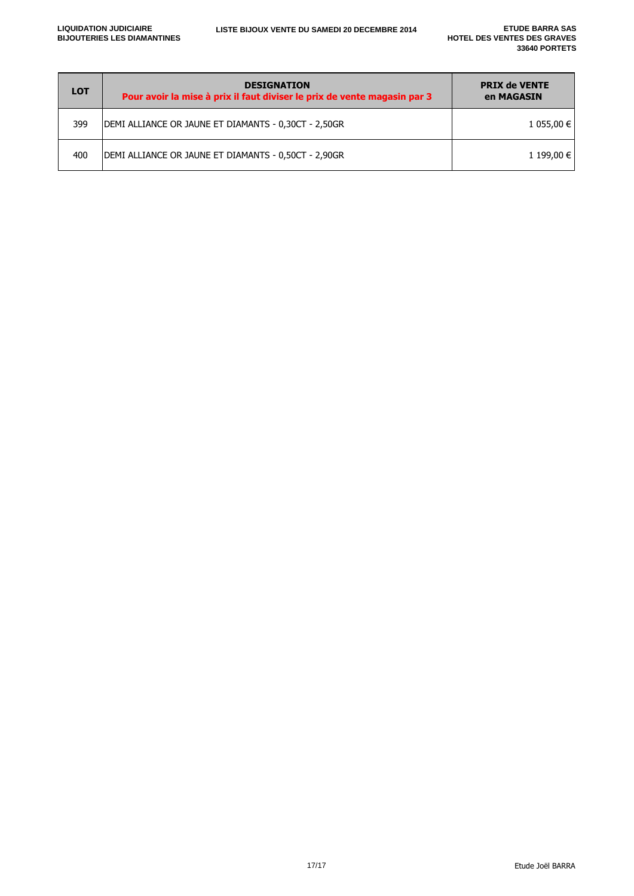| LOT | DESIGNATION<br>**Pour avoir la mise à prix il faut diviser le prix de vente magasin par 3** | PRIX de VENTE en MAGASIN |
|---|---|---|
| 399 | DEMI ALLIANCE OR JAUNE ET DIAMANTS - 0,30CT - 2,50GR | 1 055,00 € |
| 400 | DEMI ALLIANCE OR JAUNE ET DIAMANTS - 0,50CT - 2,90GR | 1 199,00 € |